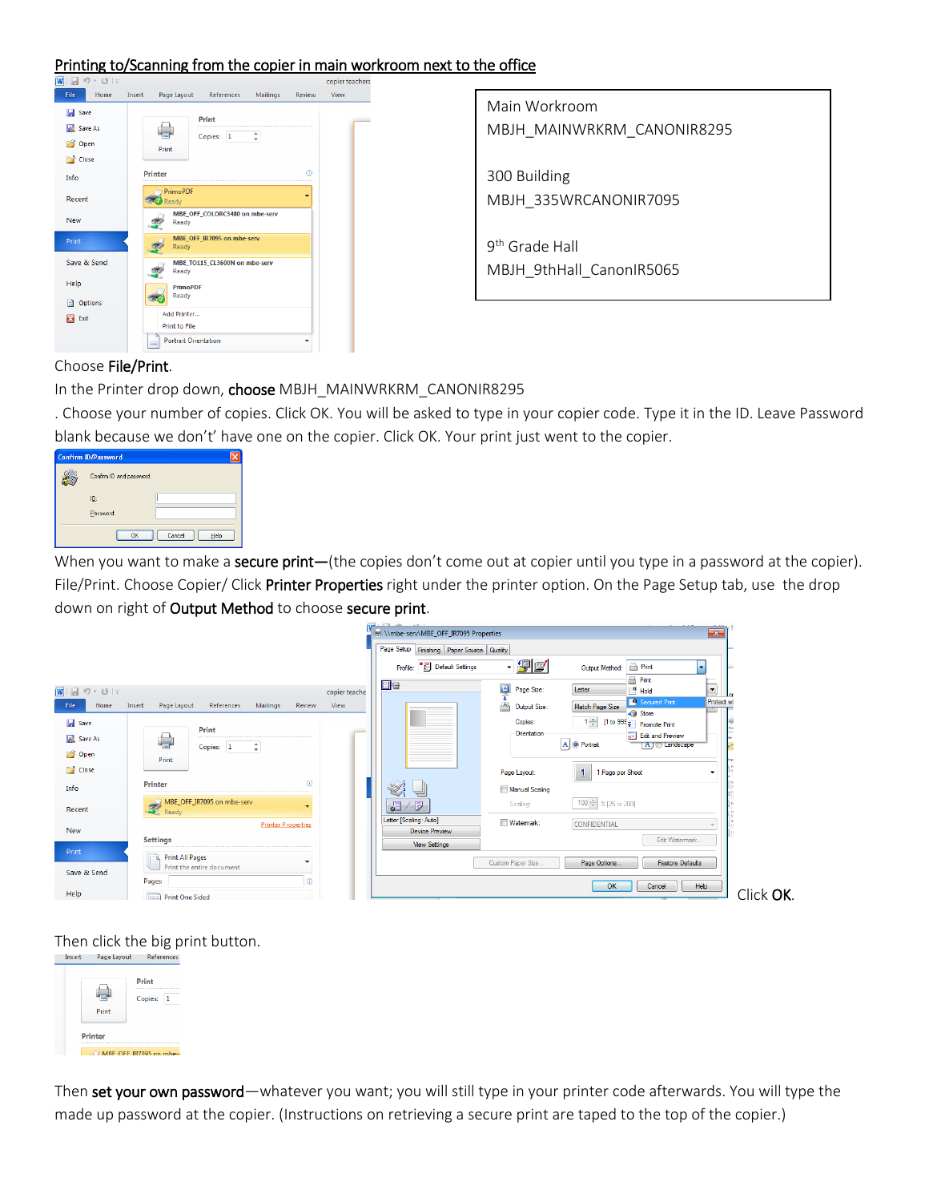# Printing to/Scanning from the copier in main workroom next to the office

Main Workroom
MBJH_MAINWRKRM_CANONIR8295

300 Building
MBJH_335WRCANONIR7095

9th Grade Hall
MBJH_9thHall_CanonIR5065

Choose **File/Print**.

In the Printer drop down, **choose** MBJH_MAINWRKRM_CANONIR8295

. Choose your number of copies. Click OK. You will be asked to type in your copier code. Type it in the ID. Leave Password blank because we don't' have one on the copier. Click OK. Your print just went to the copier.

When you want to make a **secure print—**(the copies don't come out at copier until you type in a password at the copier). File/Print. Choose Copier/ Click **Printer Properties** right under the printer option. On the Page Setup tab, use the drop down on right of **Output Method** to choose **secure print**.

Click **OK**.

Then click the big print button.

Then **set your own password**—whatever you want; you will still type in your printer code afterwards. You will type the made up password at the copier. (Instructions on retrieving a secure print are taped to the top of the copier.)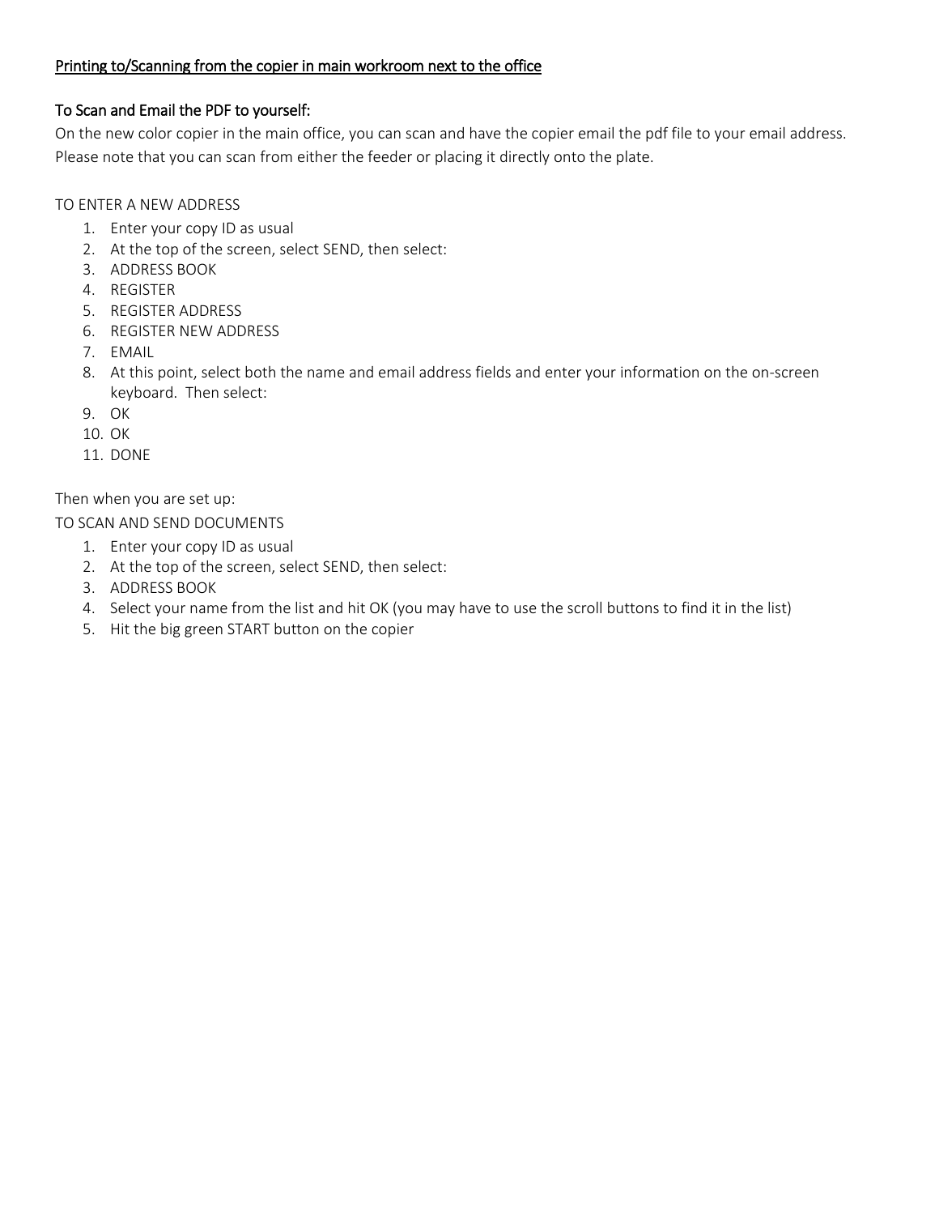<u>Printing to/Scanning from the copier in main workroom next to the office</u>

## To Scan and Email the PDF to yourself:

On the new color copier in the main office, you can scan and have the copier email the pdf file to your email address. Please note that you can scan from either the feeder or placing it directly onto the plate.

TO ENTER A NEW ADDRESS

1. Enter your copy ID as usual
2. At the top of the screen, select SEND, then select:
3. ADDRESS BOOK
4. REGISTER
5. REGISTER ADDRESS
6. REGISTER NEW ADDRESS
7. EMAIL
8. At this point, select both the name and email address fields and enter your information on the on-screen keyboard. Then select:
9. OK
10. OK
11. DONE

Then when you are set up:

TO SCAN AND SEND DOCUMENTS

1. Enter your copy ID as usual
2. At the top of the screen, select SEND, then select:
3. ADDRESS BOOK
4. Select your name from the list and hit OK (you may have to use the scroll buttons to find it in the list)
5. Hit the big green START button on the copier